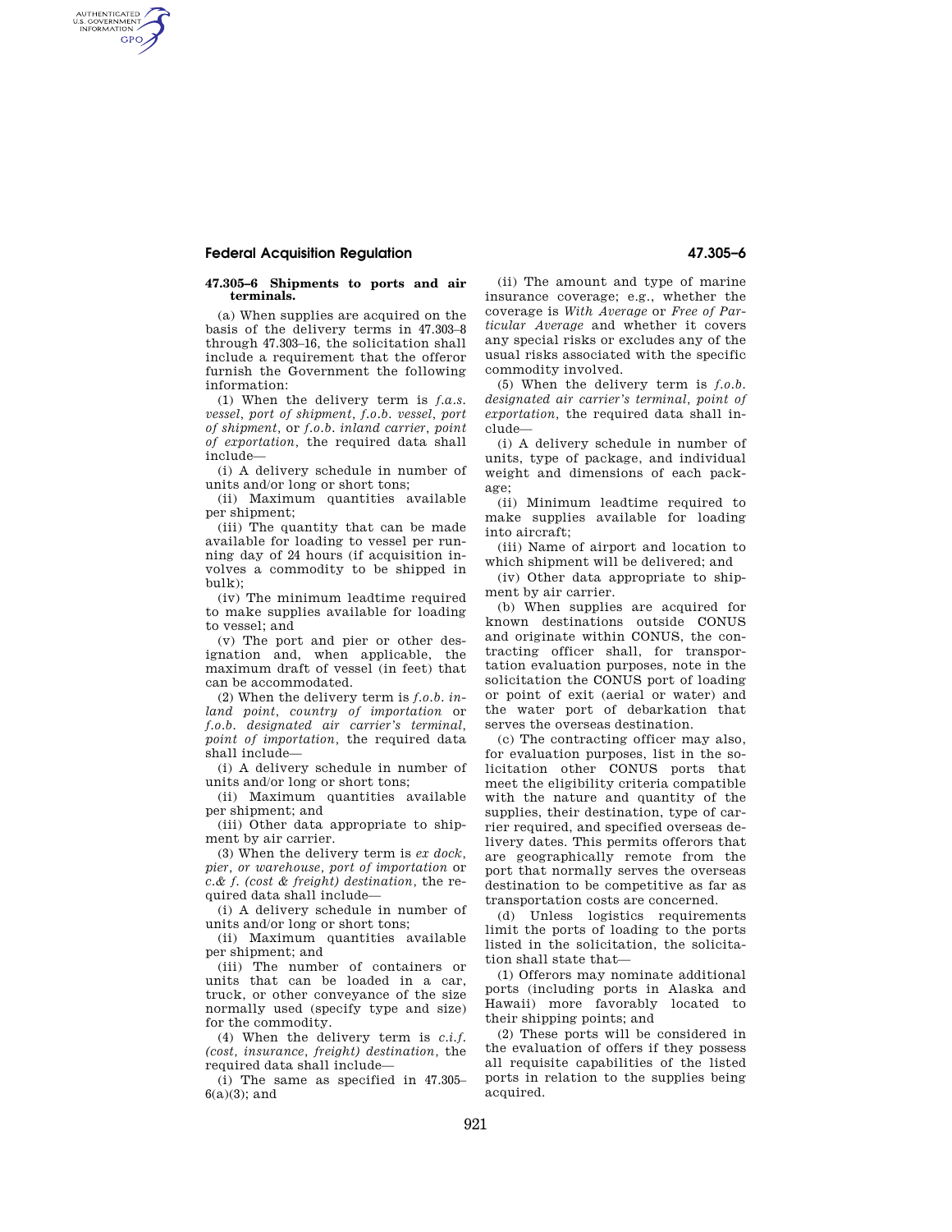### 47.305–6 Shipments to ports and air terminals.

(a) When supplies are acquired on the basis of the delivery terms in 47.303–8 through 47.303–16, the solicitation shall include a requirement that the offeror furnish the Government the following information:

(1) When the delivery term is *f.a.s. vessel, port of shipment*, *f.o.b. vessel, port of shipment*, or *f.o.b. inland carrier, point of exportation*, the required data shall include—

(i) A delivery schedule in number of units and/or long or short tons;

(ii) Maximum quantities available per shipment;

(iii) The quantity that can be made available for loading to vessel per running day of 24 hours (if acquisition involves a commodity to be shipped in bulk);

(iv) The minimum leadtime required to make supplies available for loading to vessel; and

(v) The port and pier or other designation and, when applicable, the maximum draft of vessel (in feet) that can be accommodated.

(2) When the delivery term is *f.o.b. inland point, country of importation* or *f.o.b. designated air carrier's terminal, point of importation*, the required data shall include—

(i) A delivery schedule in number of units and/or long or short tons;

(ii) Maximum quantities available per shipment; and

(iii) Other data appropriate to shipment by air carrier.

(3) When the delivery term is *ex dock, pier, or warehouse, port of importation* or *c.& f. (cost & freight) destination*, the required data shall include—

(i) A delivery schedule in number of units and/or long or short tons;

(ii) Maximum quantities available per shipment; and

(iii) The number of containers or units that can be loaded in a car, truck, or other conveyance of the size normally used (specify type and size) for the commodity.

(4) When the delivery term is *c.i.f. (cost, insurance, freight) destination*, the required data shall include—

(i) The same as specified in 47.305–6(a)(3); and

(ii) The amount and type of marine insurance coverage; e.g., whether the coverage is *With Average* or *Free of Particular Average* and whether it covers any special risks or excludes any of the usual risks associated with the specific commodity involved.

(5) When the delivery term is *f.o.b. designated air carrier's terminal, point of exportation*, the required data shall include—

(i) A delivery schedule in number of units, type of package, and individual weight and dimensions of each package;

(ii) Minimum leadtime required to make supplies available for loading into aircraft;

(iii) Name of airport and location to which shipment will be delivered; and

(iv) Other data appropriate to shipment by air carrier.

(b) When supplies are acquired for known destinations outside CONUS and originate within CONUS, the contracting officer shall, for transportation evaluation purposes, note in the solicitation the CONUS port of loading or point of exit (aerial or water) and the water port of debarkation that serves the overseas destination.

(c) The contracting officer may also, for evaluation purposes, list in the solicitation other CONUS ports that meet the eligibility criteria compatible with the nature and quantity of the supplies, their destination, type of carrier required, and specified overseas delivery dates. This permits offerors that are geographically remote from the port that normally serves the overseas destination to be competitive as far as transportation costs are concerned.

(d) Unless logistics requirements limit the ports of loading to the ports listed in the solicitation, the solicitation shall state that—

(1) Offerors may nominate additional ports (including ports in Alaska and Hawaii) more favorably located to their shipping points; and

(2) These ports will be considered in the evaluation of offers if they possess all requisite capabilities of the listed ports in relation to the supplies being acquired.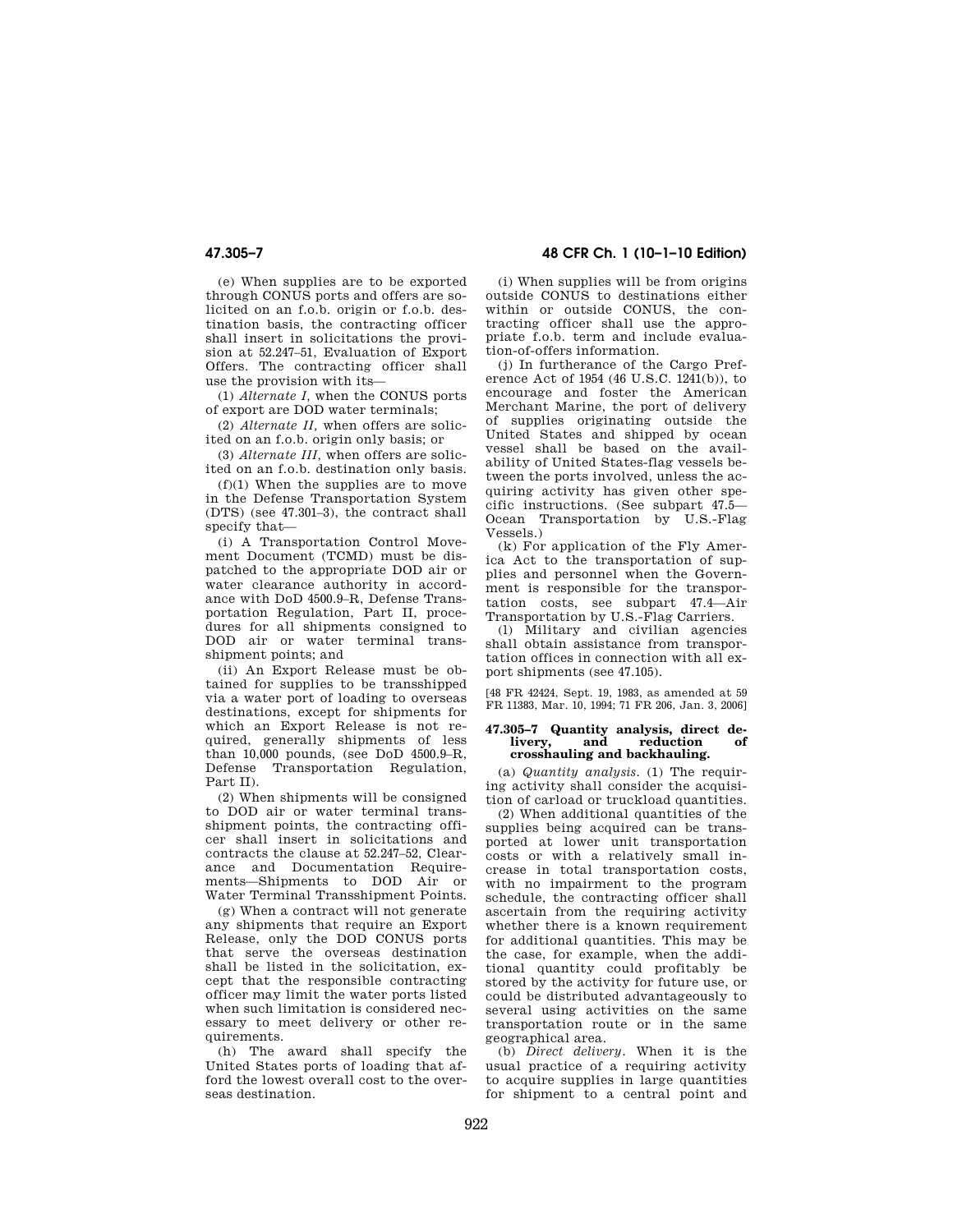(e) When supplies are to be exported through CONUS ports and offers are solicited on an f.o.b. origin or f.o.b. destination basis, the contracting officer shall insert in solicitations the provision at 52.247–51, Evaluation of Export Offers. The contracting officer shall use the provision with its—

(1) *Alternate I,* when the CONUS ports of export are DOD water terminals;

(2) *Alternate II,* when offers are solicited on an f.o.b. origin only basis; or

(3) *Alternate III,* when offers are solicited on an f.o.b. destination only basis.

(f)(1) When the supplies are to move in the Defense Transportation System (DTS) (see 47.301–3), the contract shall specify that—

(i) A Transportation Control Movement Document (TCMD) must be dispatched to the appropriate DOD air or water clearance authority in accordance with DoD 4500.9–R, Defense Transportation Regulation, Part II, procedures for all shipments consigned to DOD air or water terminal transshipment points; and

(ii) An Export Release must be obtained for supplies to be transshipped via a water port of loading to overseas destinations, except for shipments for which an Export Release is not required, generally shipments of less than 10,000 pounds, (see DoD 4500.9–R, Defense Transportation Regulation, Part II).

(2) When shipments will be consigned to DOD air or water terminal transshipment points, the contracting officer shall insert in solicitations and contracts the clause at 52.247–52, Clearance and Documentation Requirements—Shipments to DOD Air or Water Terminal Transshipment Points.

(g) When a contract will not generate any shipments that require an Export Release, only the DOD CONUS ports that serve the overseas destination shall be listed in the solicitation, except that the responsible contracting officer may limit the water ports listed when such limitation is considered necessary to meet delivery or other requirements.

(h) The award shall specify the United States ports of loading that afford the lowest overall cost to the overseas destination.

(i) When supplies will be from origins outside CONUS to destinations either within or outside CONUS, the contracting officer shall use the appropriate f.o.b. term and include evaluation-of-offers information.

(j) In furtherance of the Cargo Preference Act of 1954 (46 U.S.C. 1241(b)), to encourage and foster the American Merchant Marine, the port of delivery of supplies originating outside the United States and shipped by ocean vessel shall be based on the availability of United States-flag vessels between the ports involved, unless the acquiring activity has given other specific instructions. (See subpart 47.5—Ocean Transportation by U.S.-Flag Vessels.)

(k) For application of the Fly America Act to the transportation of supplies and personnel when the Government is responsible for the transportation costs, see subpart 47.4—Air Transportation by U.S.-Flag Carriers.

(l) Military and civilian agencies shall obtain assistance from transportation offices in connection with all export shipments (see 47.105).

[48 FR 42424, Sept. 19, 1983, as amended at 59 FR 11383, Mar. 10, 1994; 71 FR 206, Jan. 3, 2006]

### 47.305–7 Quantity analysis, direct delivery, and reduction of crosshauling and backhauling.

(a) *Quantity analysis.* (1) The requiring activity shall consider the acquisition of carload or truckload quantities.

(2) When additional quantities of the supplies being acquired can be transported at lower unit transportation costs or with a relatively small increase in total transportation costs, with no impairment to the program schedule, the contracting officer shall ascertain from the requiring activity whether there is a known requirement for additional quantities. This may be the case, for example, when the additional quantity could profitably be stored by the activity for future use, or could be distributed advantageously to several using activities on the same transportation route or in the same geographical area.

(b) *Direct delivery.* When it is the usual practice of a requiring activity to acquire supplies in large quantities for shipment to a central point and